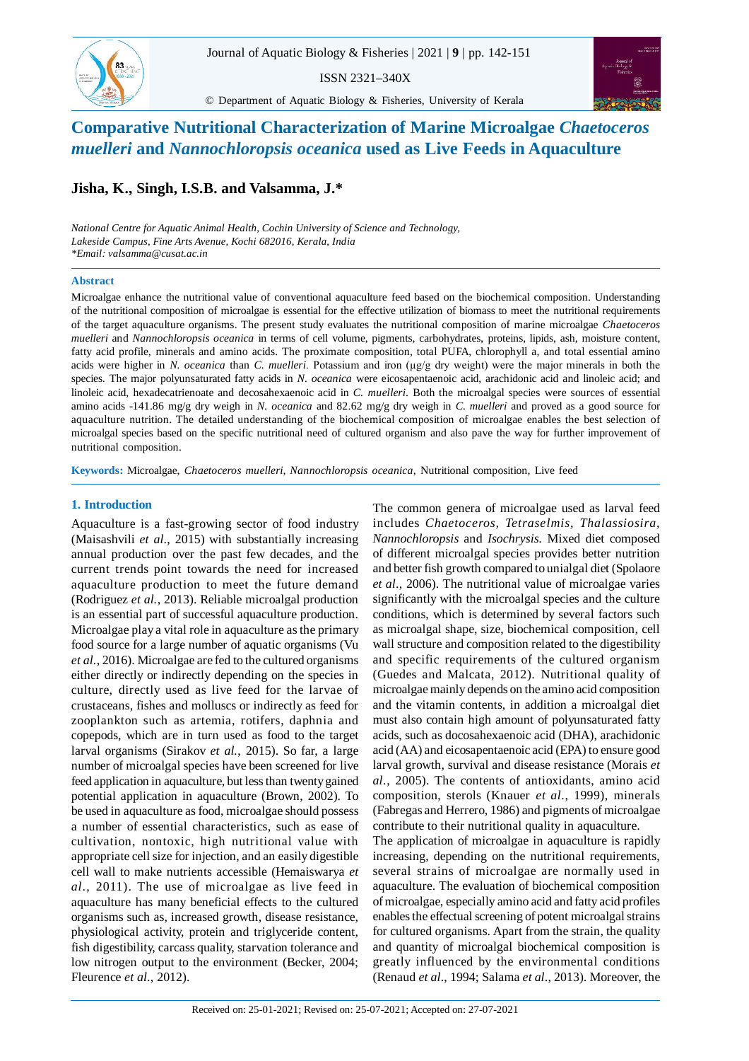# Comparative Nutritional Characterization of Marine Microalgae *Chaetoceros muelleri* and *Nannochloropsis oceanica* used as Live Feeds in Aquaculture

**Jisha, K., Singh, I.S.B. and Valsamma, J.***

*National Centre for Aquatic Animal Health, Cochin University of Science and Technology, Lakeside Campus, Fine Arts Avenue, Kochi 682016, Kerala, India*
*\*Email: valsamma@cusat.ac.in*

## Abstract

Microalgae enhance the nutritional value of conventional aquaculture feed based on the biochemical composition. Understanding of the nutritional composition of microalgae is essential for the effective utilization of biomass to meet the nutritional requirements of the target aquaculture organisms. The present study evaluates the nutritional composition of marine microalgae *Chaetoceros muelleri* and *Nannochloropsis oceanica* in terms of cell volume, pigments, carbohydrates, proteins, lipids, ash, moisture content, fatty acid profile, minerals and amino acids. The proximate composition, total PUFA, chlorophyll a, and total essential amino acids were higher in *N. oceanica* than *C. muelleri*. Potassium and iron (µg/g dry weight) were the major minerals in both the species. The major polyunsaturated fatty acids in *N. oceanica* were eicosapentaenoic acid, arachidonic acid and linoleic acid; and linoleic acid, hexadecatrienoate and decosahexaenoic acid in *C. muelleri.* Both the microalgal species were sources of essential amino acids -141.86 mg/g dry weigh in *N. oceanica* and 82.62 mg/g dry weigh in *C. muelleri* and proved as a good source for aquaculture nutrition. The detailed understanding of the biochemical composition of microalgae enables the best selection of microalgal species based on the specific nutritional need of cultured organism and also pave the way for further improvement of nutritional composition.

**Keywords:** Microalgae, *Chaetoceros muelleri*, *Nannochloropsis oceanica*, Nutritional composition, Live feed

## 1. Introduction

Aquaculture is a fast-growing sector of food industry (Maisashvili *et al*., 2015) with substantially increasing annual production over the past few decades, and the current trends point towards the need for increased aquaculture production to meet the future demand (Rodriguez *et al.*, 2013). Reliable microalgal production is an essential part of successful aquaculture production. Microalgae play a vital role in aquaculture as the primary food source for a large number of aquatic organisms (Vu *et al.*, 2016). Microalgae are fed to the cultured organisms either directly or indirectly depending on the species in culture, directly used as live feed for the larvae of crustaceans, fishes and molluscs or indirectly as feed for zooplankton such as artemia, rotifers, daphnia and copepods, which are in turn used as food to the target larval organisms (Sirakov *et al.*, 2015). So far, a large number of microalgal species have been screened for live feed application in aquaculture, but less than twenty gained potential application in aquaculture (Brown, 2002). To be used in aquaculture as food, microalgae should possess a number of essential characteristics, such as ease of cultivation, nontoxic, high nutritional value with appropriate cell size for injection, and an easily digestible cell wall to make nutrients accessible (Hemaiswarya *et al*., 2011). The use of microalgae as live feed in aquaculture has many beneficial effects to the cultured organisms such as, increased growth, disease resistance, physiological activity, protein and triglyceride content, fish digestibility, carcass quality, starvation tolerance and low nitrogen output to the environment (Becker, 2004; Fleurence *et al.*, 2012).

The common genera of microalgae used as larval feed includes *Chaetoceros, Tetraselmis, Thalassiosira, Nannochloropsis* and *Isochrysis.* Mixed diet composed of different microalgal species provides better nutrition and better fish growth compared to unialgal diet (Spolaore *et al*., 2006). The nutritional value of microalgae varies significantly with the microalgal species and the culture conditions, which is determined by several factors such as microalgal shape, size, biochemical composition, cell wall structure and composition related to the digestibility and specific requirements of the cultured organism (Guedes and Malcata, 2012). Nutritional quality of microalgae mainly depends on the amino acid composition and the vitamin contents, in addition a microalgal diet must also contain high amount of polyunsaturated fatty acids, such as docosahexaenoic acid (DHA), arachidonic acid (AA) and eicosapentaenoic acid (EPA) to ensure good larval growth, survival and disease resistance (Morais *et al*., 2005). The contents of antioxidants, amino acid composition, sterols (Knauer *et al*., 1999), minerals (Fabregas and Herrero, 1986) and pigments of microalgae contribute to their nutritional quality in aquaculture.

The application of microalgae in aquaculture is rapidly increasing, depending on the nutritional requirements, several strains of microalgae are normally used in aquaculture. The evaluation of biochemical composition of microalgae, especially amino acid and fatty acid profiles enables the effectual screening of potent microalgal strains for cultured organisms. Apart from the strain, the quality and quantity of microalgal biochemical composition is greatly influenced by the environmental conditions (Renaud *et al*., 1994; Salama *et al*., 2013). Moreover, the

Received on: 25-01-2021; Revised on: 25-07-2021; Accepted on: 27-07-2021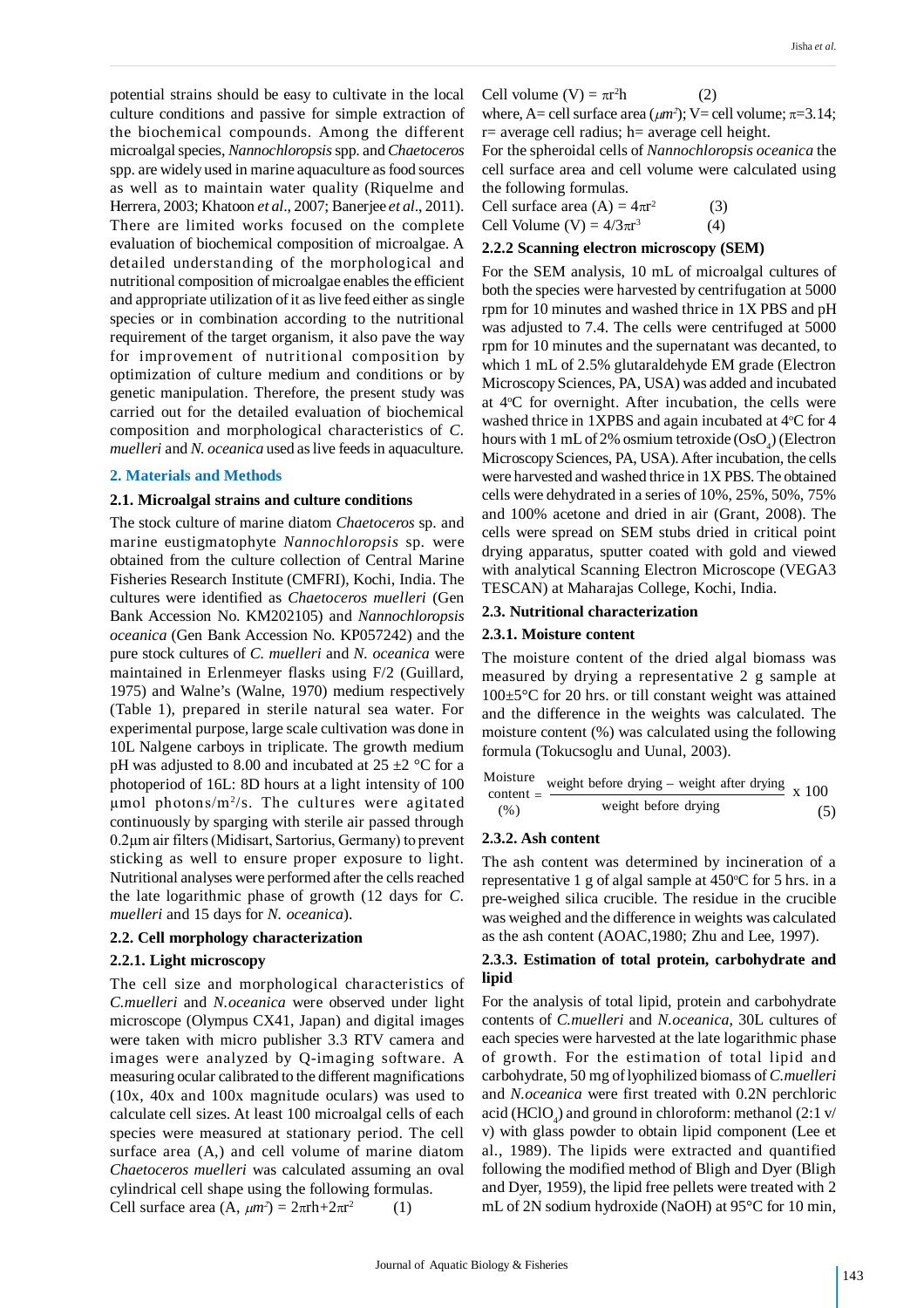potential strains should be easy to cultivate in the local culture conditions and passive for simple extraction of the biochemical compounds. Among the different microalgal species, *Nannochloropsis* spp. and *Chaetoceros* spp. are widely used in marine aquaculture as food sources as well as to maintain water quality (Riquelme and Herrera, 2003; Khatoon *et al*., 2007; Banerjee *et al*., 2011). There are limited works focused on the complete evaluation of biochemical composition of microalgae. A detailed understanding of the morphological and nutritional composition of microalgae enables the efficient and appropriate utilization of it as live feed either as single species or in combination according to the nutritional requirement of the target organism, it also pave the way for improvement of nutritional composition by optimization of culture medium and conditions or by genetic manipulation. Therefore, the present study was carried out for the detailed evaluation of biochemical composition and morphological characteristics of *C. muelleri* and *N. oceanica* used as live feeds in aquaculture.

## 2. Materials and Methods

### 2.1. Microalgal strains and culture conditions

The stock culture of marine diatom *Chaetoceros* sp. and marine eustigmatophyte *Nannochloropsis* sp. were obtained from the culture collection of Central Marine Fisheries Research Institute (CMFRI), Kochi, India. The cultures were identified as *Chaetoceros muelleri* (Gen Bank Accession No. KM202105) and *Nannochloropsis oceanica* (Gen Bank Accession No. KP057242) and the pure stock cultures of *C. muelleri* and *N. oceanica* were maintained in Erlenmeyer flasks using F/2 (Guillard, 1975) and Walne's (Walne, 1970) medium respectively (Table 1), prepared in sterile natural sea water. For experimental purpose, large scale cultivation was done in 10L Nalgene carboys in triplicate. The growth medium pH was adjusted to 8.00 and incubated at 25 ±2 °C for a photoperiod of 16L: 8D hours at a light intensity of 100 µmol photons/$m^2$/s. The cultures were agitated continuously by sparging with sterile air passed through 0.2µm air filters (Midisart, Sartorius, Germany) to prevent sticking as well as to ensure proper exposure to light. Nutritional analyses were performed after the cells reached the late logarithmic phase of growth (12 days for *C. muelleri* and 15 days for *N. oceanica*).

### 2.2. Cell morphology characterization

### 2.2.1. Light microscopy

The cell size and morphological characteristics of *C.muelleri* and *N.oceanica* were observed under light microscope (Olympus CX41, Japan) and digital images were taken with micro publisher 3.3 RTV camera and images were analyzed by Q-imaging software. A measuring ocular calibrated to the different magnifications (10x, 40x and 100x magnitude oculars) was used to calculate cell sizes. At least 100 microalgal cells of each species were measured at stationary period. The cell surface area (A,) and cell volume of marine diatom *Chaetoceros muelleri* was calculated assuming an oval cylindrical cell shape using the following formulas.

Cell surface area (A, $\mu m^2$) = $2\pi rh + 2\pi r^2$ (1)

Cell volume (V) = $\pi r^2 h$ (2)

where, A= cell surface area ($\mu m^2$); V= cell volume; π=3.14; r= average cell radius; h= average cell height.

For the spheroidal cells of *Nannochloropsis oceanica* the cell surface area and cell volume were calculated using the following formulas.

Cell surface area (A) = $4\pi r^2$ (3)

Cell Volume (V) = $4/3\pi r^3$ (4)

### 2.2.2 Scanning electron microscopy (SEM)

For the SEM analysis, 10 mL of microalgal cultures of both the species were harvested by centrifugation at 5000 rpm for 10 minutes and washed thrice in 1X PBS and pH was adjusted to 7.4. The cells were centrifuged at 5000 rpm for 10 minutes and the supernatant was decanted, to which 1 mL of 2.5% glutaraldehyde EM grade (Electron Microscopy Sciences, PA, USA) was added and incubated at 4°C for overnight. After incubation, the cells were washed thrice in 1XPBS and again incubated at 4°C for 4 hours with 1 mL of 2% osmium tetroxide ($OsO_4$) (Electron Microscopy Sciences, PA, USA). After incubation, the cells were harvested and washed thrice in 1X PBS. The obtained cells were dehydrated in a series of 10%, 25%, 50%, 75% and 100% acetone and dried in air (Grant, 2008). The cells were spread on SEM stubs dried in critical point drying apparatus, sputter coated with gold and viewed with analytical Scanning Electron Microscope (VEGA3 TESCAN) at Maharajas College, Kochi, India.

### 2.3. Nutritional characterization

### 2.3.1. Moisture content

The moisture content of the dried algal biomass was measured by drying a representative 2 g sample at 100±5°C for 20 hrs. or till constant weight was attained and the difference in the weights was calculated. The moisture content (%) was calculated using the following formula (Tokucsoglu and Uunal, 2003).

$$\text{Moisture content (\%)} = \frac{\text{weight before drying} - \text{weight after drying}}{\text{weight before drying}} \times 100 \quad (5)$$

### 2.3.2. Ash content

The ash content was determined by incineration of a representative 1 g of algal sample at 450°C for 5 hrs. in a pre-weighed silica crucible. The residue in the crucible was weighed and the difference in weights was calculated as the ash content (AOAC,1980; Zhu and Lee, 1997).

### 2.3.3. Estimation of total protein, carbohydrate and lipid

For the analysis of total lipid, protein and carbohydrate contents of *C.muelleri* and *N.oceanica*, 30L cultures of each species were harvested at the late logarithmic phase of growth. For the estimation of total lipid and carbohydrate, 50 mg of lyophilized biomass of *C.muelleri* and *N.oceanica* were first treated with 0.2N perchloric acid ($HClO_4$) and ground in chloroform: methanol (2:1 v/v) with glass powder to obtain lipid component (Lee et al., 1989). The lipids were extracted and quantified following the modified method of Bligh and Dyer (Bligh and Dyer, 1959), the lipid free pellets were treated with 2 mL of 2N sodium hydroxide (NaOH) at 95°C for 10 min,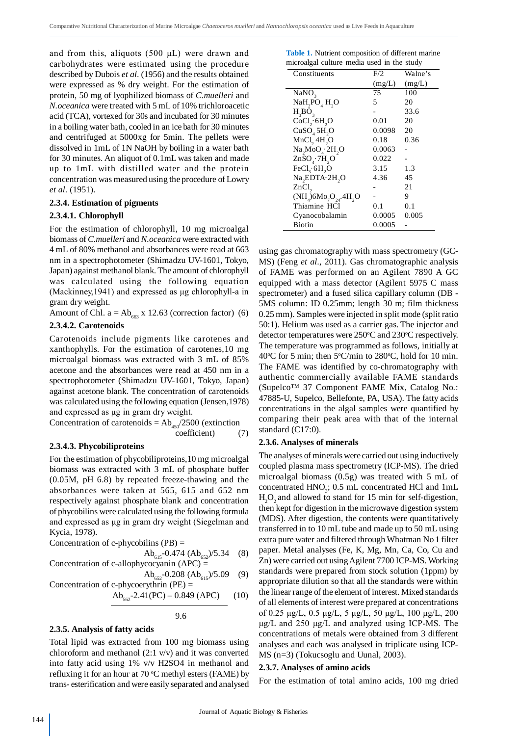and from this, aliquots (500 µL) were drawn and carbohydrates were estimated using the procedure described by Dubois *et al.* (1956) and the results obtained were expressed as % dry weight. For the estimation of protein, 50 mg of lyophilized biomass of *C.muelleri* and *N.oceanica* were treated with 5 mL of 10% trichloroacetic acid (TCA), vortexed for 30s and incubated for 30 minutes in a boiling water bath, cooled in an ice bath for 30 minutes and centrifuged at 5000xg for 5min. The pellets were dissolved in 1mL of 1N NaOH by boiling in a water bath for 30 minutes. An aliquot of 0.1mL was taken and made up to 1mL with distilled water and the protein concentration was measured using the procedure of Lowry *et al.* (1951).

### 2.3.4. Estimation of pigments

#### 2.3.4.1. Chlorophyll

For the estimation of chlorophyll, 10 mg microalgal biomass of *C.muelleri* and *N.oceanica* were extracted with 4 mL of 80% methanol and absorbances were read at 663 nm in a spectrophotometer (Shimadzu UV-1601, Tokyo, Japan) against methanol blank. The amount of chlorophyll was calculated using the following equation (Mackinney,1941) and expressed as µg chlorophyll-a in gram dry weight.

Amount of Chl. a = $Ab_{663}$ x 12.63 (correction factor) (6)

#### 2.3.4.2. Carotenoids

Carotenoids include pigments like carotenes and xanthophylls. For the estimation of carotenes,10 mg microalgal biomass was extracted with 3 mL of 85% acetone and the absorbances were read at 450 nm in a spectrophotometer (Shimadzu UV-1601, Tokyo, Japan) against acetone blank. The concentration of carotenoids was calculated using the following equation (Jensen,1978) and expressed as µg in gram dry weight.

Concentration of carotenoids = $Ab_{450}/2500$ (extinction coefficient) (7)

#### 2.3.4.3. Phycobiliproteins

For the estimation of phycobiliproteins,10 mg microalgal biomass was extracted with 3 mL of phosphate buffer (0.05M, pH 6.8) by repeated freeze-thawing and the absorbances were taken at 565, 615 and 652 nm respectively against phosphate blank and concentration of phycobilins were calculated using the following formula and expressed as µg in gram dry weight (Siegelman and Kycia, 1978).

Concentration of c-phycobilins (PB) = $Ab_{615}$-0.474 ($Ab_{652}$)/5.34 (8)

Concentration of c-allophycocyanin (APC) = $Ab_{652}$-0.208 ($Ab_{615}$)/5.09 (9)

Concentration of c-phycoerythrin (PE) =

$$\frac{Ab_{562} - 2.41(PC) - 0.849\,(APC)}{9.6} \quad (10)$$

### 2.3.5. Analysis of fatty acids

Total lipid was extracted from 100 mg biomass using chloroform and methanol (2:1 v/v) and it was converted into fatty acid using 1% v/v H2SO4 in methanol and refluxing it for an hour at 70 °C methyl esters (FAME) by trans- esterification and were easily separated and analysed using gas chromatography with mass spectrometry (GC-MS) (Feng *et al.*, 2011). Gas chromatographic analysis of FAME was performed on an Agilent 7890 A GC equipped with a mass detector (Agilent 5975 C mass spectrometer) and a fused silica capillary column (DB - 5MS column: ID 0.25mm; length 30 m; film thickness 0.25 mm). Samples were injected in split mode (split ratio 50:1). Helium was used as a carrier gas. The injector and detector temperatures were 250°C and 230°C respectively. The temperature was programmed as follows, initially at 40°C for 5 min; then 5°C/min to 280°C, hold for 10 min. The FAME was identified by co-chromatography with authentic commercially available FAME standards (Supelco™ 37 Component FAME Mix, Catalog No.: 47885-U, Supelco, Bellefonte, PA, USA). The fatty acids concentrations in the algal samples were quantified by comparing their peak area with that of the internal standard (C17:0).

**Table 1.** Nutrient composition of different marine microalgal culture media used in the study

| Constituents | F/2 (mg/L) | Walne's (mg/L) |
|---|---|---|
| $NaNO_3$ | 75 | 100 |
| $NaH_2PO_4\ H_2O$ | 5 | 20 |
| $H_3BO_3$ | - | 33.6 |
| $CoCl_2 \cdot 6H_2O$ | 0.01 | 20 |
| $CuSO_4\ 5H_2O$ | 0.0098 | 20 |
| $MnCl_2\ 4H_2O$ | 0.18 | 0.36 |
| $Na_2MoO_4 \cdot 2H_2O$ | 0.0063 | - |
| $ZnSO_4 \cdot 7H_2O$ | 0.022 | - |
| $FeCl_3 \cdot 6H_2O$ | 3.15 | 1.3 |
| $Na_2EDTA \cdot 2H_2O$ | 4.36 | 45 |
| $ZnCl_2$ | - | 21 |
| $(NH_4)6Mo_7O_{24}.4H_2O$ | - | 9 |
| Thiamine HCl | 0.1 | 0.1 |
| Cyanocobalamin | 0.0005 | 0.005 |
| Biotin | 0.0005 | - |

### 2.3.6. Analyses of minerals

The analyses of minerals were carried out using inductively coupled plasma mass spectrometry (ICP-MS). The dried microalgal biomass (0.5g) was treated with 5 mL of concentrated $HNO_3$; 0.5 mL concentrated HCl and 1mL $H_2O_2$ and allowed to stand for 15 min for self-digestion, then kept for digestion in the microwave digestion system (MDS). After digestion, the contents were quantitatively transferred in to 10 mL tube and made up to 50 mL using extra pure water and filtered through Whatman No 1 filter paper. Metal analyses (Fe, K, Mg, Mn, Ca, Co, Cu and Zn) were carried out using Agilent 7700 ICP-MS. Working standards were prepared from stock solution (1ppm) by appropriate dilution so that all the standards were within the linear range of the element of interest. Mixed standards of all elements of interest were prepared at concentrations of 0.25 µg/L, 0.5 µg/L, 5 µg/L, 50 µg/L, 100 µg/L, 200 µg/L and 250 µg/L and analyzed using ICP-MS. The concentrations of metals were obtained from 3 different analyses and each was analysed in triplicate using ICP-MS (n=3) (Tokucsoglu and Uunal, 2003).

### 2.3.7. Analyses of amino acids

For the estimation of total amino acids, 100 mg dried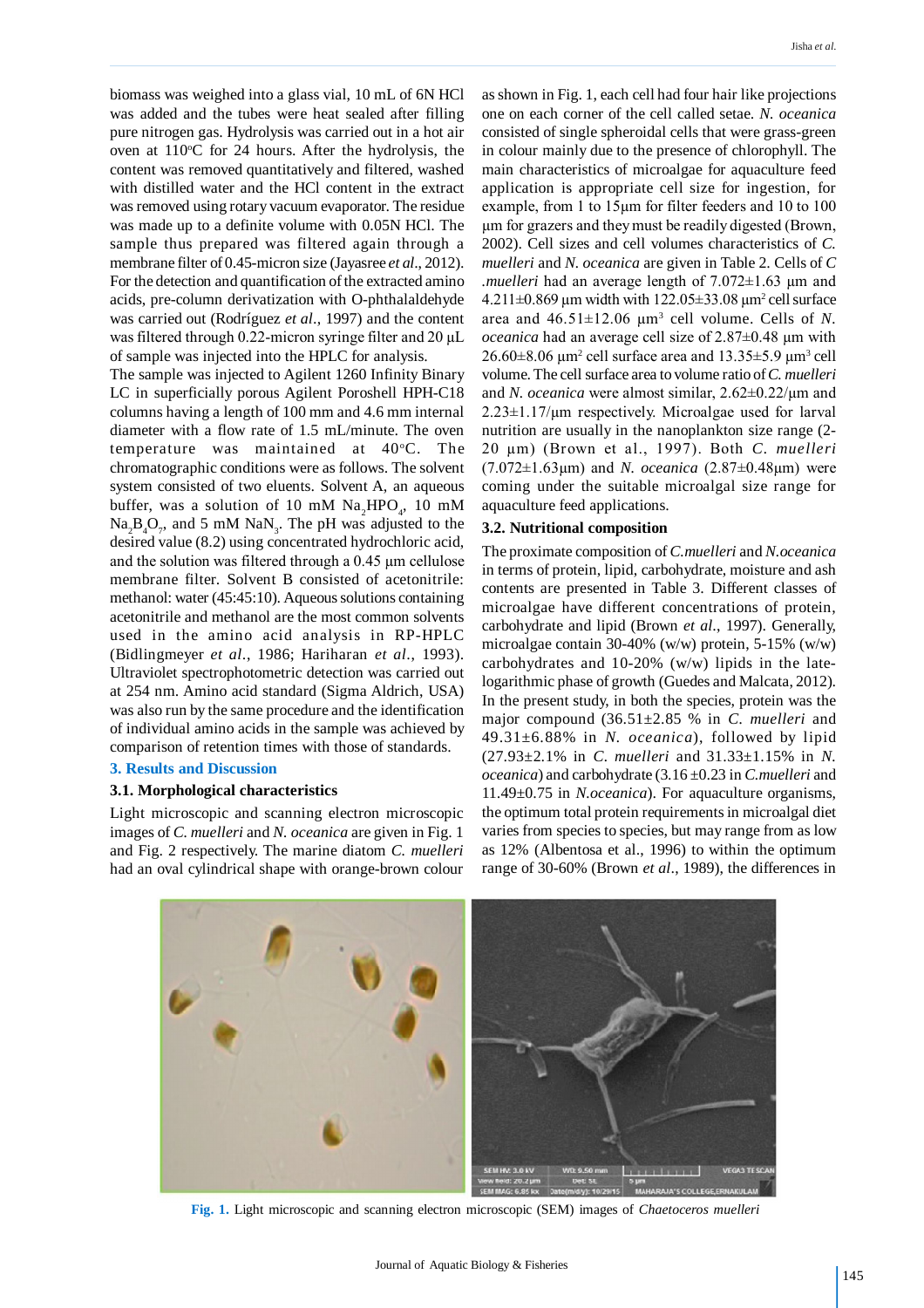biomass was weighed into a glass vial, 10 mL of 6N HCl was added and the tubes were heat sealed after filling pure nitrogen gas. Hydrolysis was carried out in a hot air oven at 110°C for 24 hours. After the hydrolysis, the content was removed quantitatively and filtered, washed with distilled water and the HCl content in the extract was removed using rotary vacuum evaporator. The residue was made up to a definite volume with 0.05N HCl. The sample thus prepared was filtered again through a membrane filter of 0.45-micron size (Jayasree *et al*., 2012). For the detection and quantification of the extracted amino acids, pre-column derivatization with O-phthalaldehyde was carried out (Rodríguez *et al*., 1997) and the content was filtered through 0.22-micron syringe filter and 20 µL of sample was injected into the HPLC for analysis.

The sample was injected to Agilent 1260 Infinity Binary LC in superficially porous Agilent Poroshell HPH-C18 columns having a length of 100 mm and 4.6 mm internal diameter with a flow rate of 1.5 mL/minute. The oven temperature was maintained at 40°C. The chromatographic conditions were as follows. The solvent system consisted of two eluents. Solvent A, an aqueous buffer, was a solution of 10 mM $Na_2HPO_4$, 10 mM $Na_2B_4O_7$, and 5 mM $NaN_3$. The pH was adjusted to the desired value (8.2) using concentrated hydrochloric acid, and the solution was filtered through a 0.45 µm cellulose membrane filter. Solvent B consisted of acetonitrile: methanol: water (45:45:10). Aqueous solutions containing acetonitrile and methanol are the most common solvents used in the amino acid analysis in RP-HPLC (Bidlingmeyer *et al*., 1986; Hariharan *et al*., 1993). Ultraviolet spectrophotometric detection was carried out at 254 nm. Amino acid standard (Sigma Aldrich, USA) was also run by the same procedure and the identification of individual amino acids in the sample was achieved by comparison of retention times with those of standards.

## 3. Results and Discussion

### 3.1. Morphological characteristics

Light microscopic and scanning electron microscopic images of *C. muelleri* and *N. oceanica* are given in Fig. 1 and Fig. 2 respectively. The marine diatom *C. muelleri* had an oval cylindrical shape with orange-brown colour as shown in Fig. 1, each cell had four hair like projections one on each corner of the cell called setae. *N. oceanica* consisted of single spheroidal cells that were grass-green in colour mainly due to the presence of chlorophyll. The main characteristics of microalgae for aquaculture feed application is appropriate cell size for ingestion, for example, from 1 to 15µm for filter feeders and 10 to 100 µm for grazers and they must be readily digested (Brown, 2002). Cell sizes and cell volumes characteristics of *C. muelleri* and *N. oceanica* are given in Table 2. Cells of *C .muelleri* had an average length of 7.072±1.63 µm and 4.211±0.869 µm width with 122.05±33.08 µm$^2$ cell surface area and 46.51±12.06 µm$^3$ cell volume. Cells of *N. oceanica* had an average cell size of 2.87±0.48 µm with 26.60±8.06 µm$^2$ cell surface area and 13.35±5.9 µm$^3$ cell volume. The cell surface area to volume ratio of *C. muelleri* and *N. oceanica* were almost similar, 2.62±0.22/µm and 2.23±1.17/µm respectively. Microalgae used for larval nutrition are usually in the nanoplankton size range (2-20 µm) (Brown et al., 1997). Both *C. muelleri* (7.072±1.63µm) and *N. oceanica* (2.87±0.48µm) were coming under the suitable microalgal size range for aquaculture feed applications.

### 3.2. Nutritional composition

The proximate composition of *C.muelleri* and *N.oceanica* in terms of protein, lipid, carbohydrate, moisture and ash contents are presented in Table 3. Different classes of microalgae have different concentrations of protein, carbohydrate and lipid (Brown *et al*., 1997). Generally, microalgae contain 30-40% (w/w) protein, 5-15% (w/w) carbohydrates and 10-20% (w/w) lipids in the late-logarithmic phase of growth (Guedes and Malcata, 2012). In the present study, in both the species, protein was the major compound (36.51±2.85 % in *C. muelleri* and 49.31±6.88% in *N. oceanica*), followed by lipid (27.93±2.1% in *C. muelleri* and 31.33±1.15% in *N. oceanica*) and carbohydrate (3.16 ±0.23 in *C.muelleri* and 11.49±0.75 in *N.oceanica*). For aquaculture organisms, the optimum total protein requirements in microalgal diet varies from species to species, but may range from as low as 12% (Albentosa et al., 1996) to within the optimum range of 30-60% (Brown *et al*., 1989), the differences in

**Fig. 1.** Light microscopic and scanning electron microscopic (SEM) images of *Chaetoceros muelleri*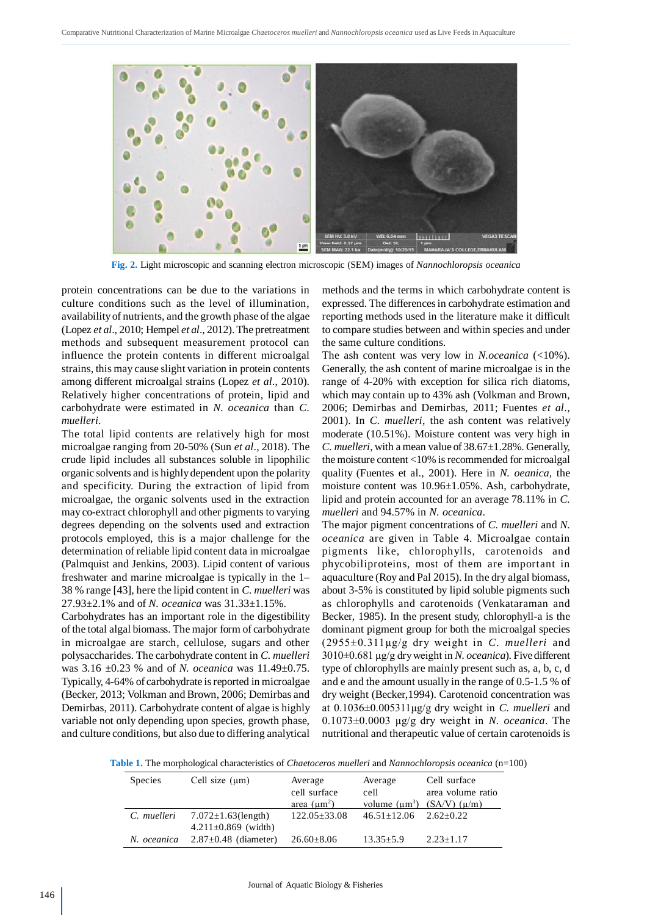Fig. 2. Light microscopic and scanning electron microscopic (SEM) images of *Nannochloropsis oceanica*

protein concentrations can be due to the variations in culture conditions such as the level of illumination, availability of nutrients, and the growth phase of the algae (Lopez *et al*., 2010; Hempel *et al*., 2012). The pretreatment methods and subsequent measurement protocol can influence the protein contents in different microalgal strains, this may cause slight variation in protein contents among different microalgal strains (Lopez *et al.,* 2010). Relatively higher concentrations of protein, lipid and carbohydrate were estimated in *N. oceanica* than *C. muelleri*.

The total lipid contents are relatively high for most microalgae ranging from 20-50% (Sun *et al*., 2018). The crude lipid includes all substances soluble in lipophilic organic solvents and is highly dependent upon the polarity and specificity. During the extraction of lipid from microalgae, the organic solvents used in the extraction may co-extract chlorophyll and other pigments to varying degrees depending on the solvents used and extraction protocols employed, this is a major challenge for the determination of reliable lipid content data in microalgae (Palmquist and Jenkins, 2003). Lipid content of various freshwater and marine microalgae is typically in the 1–38 % range [43], here the lipid content in *C. muelleri* was 27.93±2.1% and of *N. oceanica* was 31.33±1.15%.

Carbohydrates has an important role in the digestibility of the total algal biomass. The major form of carbohydrate in microalgae are starch, cellulose, sugars and other polysaccharides. The carbohydrate content in *C. muelleri* was 3.16 ±0.23 % and of *N. oceanica* was 11.49±0.75. Typically, 4-64% of carbohydrate is reported in microalgae (Becker, 2013; Volkman and Brown, 2006; Demirbas and Demirbas, 2011). Carbohydrate content of algae is highly variable not only depending upon species, growth phase, and culture conditions, but also due to differing analytical methods and the terms in which carbohydrate content is expressed. The differences in carbohydrate estimation and reporting methods used in the literature make it difficult to compare studies between and within species and under the same culture conditions.

The ash content was very low in *N.oceanica* (<10%). Generally, the ash content of marine microalgae is in the range of 4-20% with exception for silica rich diatoms, which may contain up to 43% ash (Volkman and Brown, 2006; Demirbas and Demirbas, 2011; Fuentes *et al*., 2001). In *C. muelleri*, the ash content was relatively moderate (10.51%). Moisture content was very high in *C. muelleri*, with a mean value of 38.67±1.28%. Generally, the moisture content <10% is recommended for microalgal quality (Fuentes et al., 2001). Here in *N. oeanica,* the moisture content was 10.96±1.05%. Ash, carbohydrate, lipid and protein accounted for an average 78.11% in *C. muelleri* and 94.57% in *N. oceanica*.

The major pigment concentrations of *C. muelleri* and *N. oceanica* are given in Table 4. Microalgae contain pigments like, chlorophylls, carotenoids and phycobiliproteins, most of them are important in aquaculture (Roy and Pal 2015). In the dry algal biomass, about 3-5% is constituted by lipid soluble pigments such as chlorophylls and carotenoids (Venkataraman and Becker, 1985). In the present study, chlorophyll-a is the dominant pigment group for both the microalgal species (2955±0.311µg/g dry weight in *C. muelleri* and 3010±0.681 µg/g dry weight in *N. oceanica*). Five different type of chlorophylls are mainly present such as, a, b, c, d and e and the amount usually in the range of 0.5-1.5 % of dry weight (Becker,1994). Carotenoid concentration was at 0.1036±0.005311µg/g dry weight in *C. muelleri* and 0.1073±0.0003 µg/g dry weight in *N. oceanica*. The nutritional and therapeutic value of certain carotenoids is

**Table 1.** The morphological characteristics of *Chaetoceros muelleri* and *Nannochloropsis oceanica* (n=100)

| Species | Cell size (µm) | Average cell surface area (µm²) | Average cell volume (µm³) | Cell surface area volume ratio (SA/V) (µ/m) |
|---|---|---|---|---|
| *C. muelleri* | 7.072±1.63(length) 4.211±0.869 (width) | 122.05±33.08 | 46.51±12.06 | 2.62±0.22 |
| *N. oceanica* | 2.87±0.48 (diameter) | 26.60±8.06 | 13.35±5.9 | 2.23±1.17 |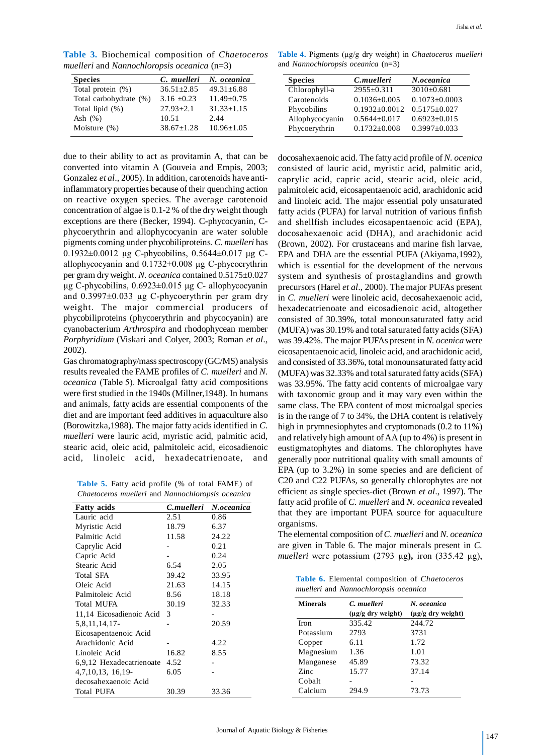**Table 3.** Biochemical composition of *Chaetoceros muelleri* and *Nannochloropsis oceanica* (n=3)

| Species | *C. muelleri* | *N. oceanica* |
|---|---|---|
| Total protein (%) | 36.51±2.85 | 49.31±6.88 |
| Total carbohydrate (%) | 3.16 ±0.23 | 11.49±0.75 |
| Total lipid (%) | 27.93±2.1 | 31.33±1.15 |
| Ash (%) | 10.51 | 2.44 |
| Moisture (%) | 38.67±1.28 | 10.96±1.05 |

**Table 4.** Pigments (µg/g dry weight) in *Chaetoceros muelleri* and *Nannochloropsis oceanica* (n=3)

| Species | *C.muelleri* | *N.oceanica* |
|---|---|---|
| Chlorophyll-a | 2955±0.311 | 3010±0.681 |
| Carotenoids | 0.1036±0.005 | 0.1073±0.0003 |
| Phycobilins | 0.1932±0.0012 | 0.5175±0.027 |
| Allophycocyanin | 0.5644±0.017 | 0.6923±0.015 |
| Phycoerythrin | 0.1732±0.008 | 0.3997±0.033 |

due to their ability to act as provitamin A, that can be converted into vitamin A (Gouveia and Empis, 2003; Gonzalez *et al*., 2005). In addition, carotenoids have anti-inflammatory properties because of their quenching action on reactive oxygen species. The average carotenoid concentration of algae is 0.1-2 % of the dry weight though exceptions are there (Becker, 1994). C-phycocyanin, C-phycoerythrin and allophycocyanin are water soluble pigments coming under phycobiliproteins. *C. muelleri* has 0.1932±0.0012 µg C-phycobilins, 0.5644±0.017 µg C-allophycocyanin and 0.1732±0.008 µg C-phycoerythrin per gram dry weight. *N. oceanica* contained 0.5175±0.027 µg C-phycobilins, 0.6923±0.015 µg C- allophycocyanin and 0.3997±0.033 µg C-phycoerythrin per gram dry weight. The major commercial producers of phycobiliproteins (phycoerythrin and phycocyanin) are cyanobacterium *Arthrospira* and rhodophycean member *Porphyridium* (Viskari and Colyer, 2003; Roman *et al*., 2002).

Gas chromatography/mass spectroscopy (GC/MS) analysis results revealed the FAME profiles of *C. muelleri* and *N. oceanica* (Table 5). Microalgal fatty acid compositions were first studied in the 1940s (Millner,1948). In humans and animals, fatty acids are essential components of the diet and are important feed additives in aquaculture also (Borowitzka,1988). The major fatty acids identified in *C. muelleri* were lauric acid, myristic acid, palmitic acid, stearic acid, oleic acid, palmitoleic acid, eicosadienoic acid, linoleic acid, hexadecatrienoate, and docosahexaenoic acid. The fatty acid profile of *N. ocenica* consisted of lauric acid, myristic acid, palmitic acid, caprylic acid, capric acid, stearic acid, oleic acid, palmitoleic acid, eicosapentaenoic acid, arachidonic acid and linoleic acid. The major essential poly unsaturated fatty acids (PUFA) for larval nutrition of various finfish and shellfish includes eicosapentaenoic acid (EPA), docosahexaenoic acid (DHA), and arachidonic acid (Brown, 2002). For crustaceans and marine fish larvae, EPA and DHA are the essential PUFA (Akiyama,1992), which is essential for the development of the nervous system and synthesis of prostaglandins and growth precursors (Harel *et al*., 2000). The major PUFAs present in *C. muelleri* were linoleic acid, decosahexaenoic acid, hexadecatrienoate and eicosadienoic acid, altogether consisted of 30.39%, total monounsaturated fatty acid (MUFA) was 30.19% and total saturated fatty acids (SFA) was 39.42%. The major PUFAs present in *N. ocenica* were eicosapentaenoic acid, linoleic acid, and arachidonic acid, and consisted of 33.36%, total monounsaturated fatty acid (MUFA) was 32.33% and total saturated fatty acids (SFA) was 33.95%. The fatty acid contents of microalgae vary with taxonomic group and it may vary even within the same class. The EPA content of most microalgal species is in the range of 7 to 34%, the DHA content is relatively high in prymnesiophytes and cryptomonads (0.2 to 11%) and relatively high amount of AA (up to 4%) is present in eustigmatophytes and diatoms. The chlorophytes have generally poor nutritional quality with small amounts of EPA (up to 3.2%) in some species and are deficient of C20 and C22 PUFAs, so generally chlorophytes are not efficient as single species-diet (Brown *et al*., 1997). The fatty acid profile of *C. muelleri* and *N. oceanica* revealed that they are important PUFA source for aquaculture organisms.

**Table 5.** Fatty acid profile (% of total FAME) of *Chaetoceros muelleri* and *Nannochloropsis oceanica*

| Fatty acids | *C.muelleri* | *N.oceanica* |
|---|---|---|
| Lauric acid | 2.51 | 0.86 |
| Myristic Acid | 18.79 | 6.37 |
| Palmitic Acid | 11.58 | 24.22 |
| Caprylic Acid | - | 0.21 |
| Capric Acid | - | 0.24 |
| Stearic Acid | 6.54 | 2.05 |
| Total SFA | 39.42 | 33.95 |
| Oleic Acid | 21.63 | 14.15 |
| Palmitoleic Acid | 8.56 | 18.18 |
| Total MUFA | 30.19 | 32.33 |
| 11,14 Eicosadienoic Acid | 3 | - |
| 5,8,11,14,17-Eicosapentaenoic Acid | - | 20.59 |
| Arachidonic Acid | - | 4.22 |
| Linoleic Acid | 16.82 | 8.55 |
| 6,9,12 Hexadecatrienoate | 4.52 | - |
| 4,7,10,13, 16,19-decosahexaenoic Acid | 6.05 | - |
| Total PUFA | 30.39 | 33.36 |

The elemental composition of *C. muelleri* and *N. oceanica* are given in Table 6. The major minerals present in *C. muelleri* were potassium (2793 µg**),** iron (335.42 µg),

**Table 6.** Elemental composition of *Chaetoceros muelleri* and *Nannochloropsis oceanica*

| Minerals | *C. muelleri* (µg/g dry weight) | *N. oceanica* (µg/g dry weight) |
|---|---|---|
| Iron | 335.42 | 244.72 |
| Potassium | 2793 | 3731 |
| Copper | 6.11 | 1.72 |
| Magnesium | 1.36 | 1.01 |
| Manganese | 45.89 | 73.32 |
| Zinc | 15.77 | 37.14 |
| Cobalt | - | - |
| Calcium | 294.9 | 73.73 |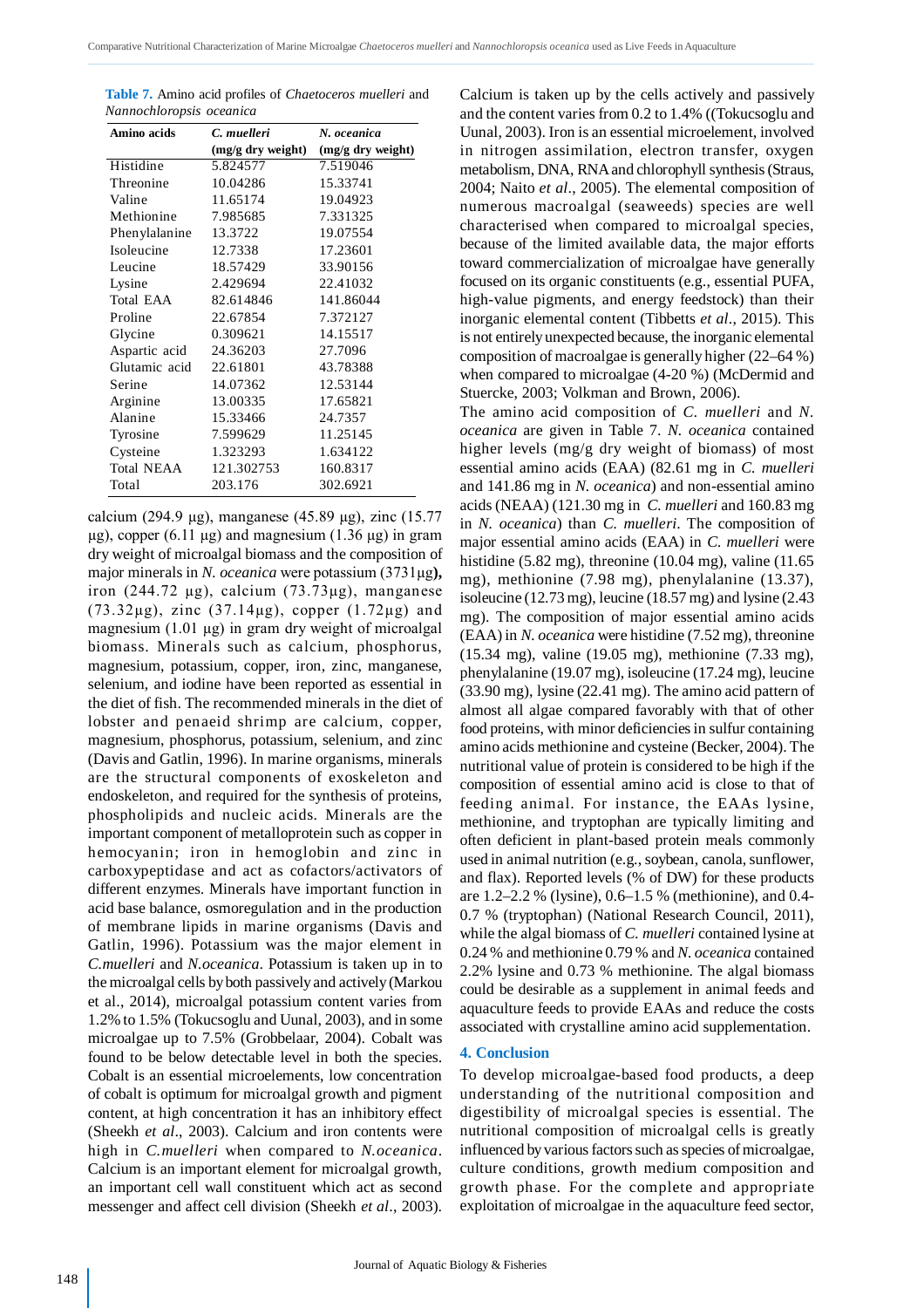**Table 7.** Amino acid profiles of *Chaetoceros muelleri* and *Nannochloropsis oceanica*

| Amino acids | *C. muelleri* (mg/g dry weight) | *N. oceanica* (mg/g dry weight) |
|---|---|---|
| Histidine | 5.824577 | 7.519046 |
| Threonine | 10.04286 | 15.33741 |
| Valine | 11.65174 | 19.04923 |
| Methionine | 7.985685 | 7.331325 |
| Phenylalanine | 13.3722 | 19.07554 |
| Isoleucine | 12.7338 | 17.23601 |
| Leucine | 18.57429 | 33.90156 |
| Lysine | 2.429694 | 22.41032 |
| Total EAA | 82.614846 | 141.86044 |
| Proline | 22.67854 | 7.372127 |
| Glycine | 0.309621 | 14.15517 |
| Aspartic acid | 24.36203 | 27.7096 |
| Glutamic acid | 22.61801 | 43.78388 |
| Serine | 14.07362 | 12.53144 |
| Arginine | 13.00335 | 17.65821 |
| Alanine | 15.33466 | 24.7357 |
| Tyrosine | 7.599629 | 11.25145 |
| Cysteine | 1.323293 | 1.634122 |
| Total NEAA | 121.302753 | 160.8317 |
| Total | 203.176 | 302.6921 |

calcium (294.9 µg), manganese (45.89 µg), zinc (15.77 µg), copper (6.11 µg) and magnesium (1.36 µg) in gram dry weight of microalgal biomass and the composition of major minerals in *N. oceanica* were potassium (3731µg**),** iron (244.72 µg), calcium (73.73µg), manganese (73.32µg), zinc (37.14µg), copper (1.72µg) and magnesium (1.01 µg) in gram dry weight of microalgal biomass. Minerals such as calcium, phosphorus, magnesium, potassium, copper, iron, zinc, manganese, selenium, and iodine have been reported as essential in the diet of fish. The recommended minerals in the diet of lobster and penaeid shrimp are calcium, copper, magnesium, phosphorus, potassium, selenium, and zinc (Davis and Gatlin, 1996). In marine organisms, minerals are the structural components of exoskeleton and endoskeleton, and required for the synthesis of proteins, phospholipids and nucleic acids. Minerals are the important component of metalloprotein such as copper in hemocyanin; iron in hemoglobin and zinc in carboxypeptidase and act as cofactors/activators of different enzymes. Minerals have important function in acid base balance, osmoregulation and in the production of membrane lipids in marine organisms (Davis and Gatlin, 1996). Potassium was the major element in *C.muelleri* and *N.oceanica*. Potassium is taken up in to the microalgal cells by both passively and actively (Markou et al., 2014), microalgal potassium content varies from 1.2% to 1.5% (Tokucsoglu and Uunal, 2003), and in some microalgae up to 7.5% (Grobbelaar, 2004). Cobalt was found to be below detectable level in both the species. Cobalt is an essential microelements, low concentration of cobalt is optimum for microalgal growth and pigment content, at high concentration it has an inhibitory effect (Sheekh *et al*., 2003). Calcium and iron contents were high in *C.muelleri* when compared to *N.oceanica*. Calcium is an important element for microalgal growth, an important cell wall constituent which act as second messenger and affect cell division (Sheekh *et al*., 2003). Calcium is taken up by the cells actively and passively and the content varies from 0.2 to 1.4% ((Tokucsoglu and Uunal, 2003). Iron is an essential microelement, involved in nitrogen assimilation, electron transfer, oxygen metabolism, DNA, RNA and chlorophyll synthesis (Straus, 2004; Naito *et al*., 2005). The elemental composition of numerous macroalgal (seaweeds) species are well characterised when compared to microalgal species, because of the limited available data, the major efforts toward commercialization of microalgae have generally focused on its organic constituents (e.g., essential PUFA, high-value pigments, and energy feedstock) than their inorganic elemental content (Tibbetts *et al*., 2015). This is not entirely unexpected because, the inorganic elemental composition of macroalgae is generally higher (22–64 %) when compared to microalgae (4-20 %) (McDermid and Stuercke, 2003; Volkman and Brown, 2006).

The amino acid composition of *C. muelleri* and *N. oceanica* are given in Table 7. *N. oceanica* contained higher levels (mg/g dry weight of biomass) of most essential amino acids (EAA) (82.61 mg in *C. muelleri* and 141.86 mg in *N. oceanica*) and non-essential amino acids (NEAA) (121.30 mg in *C. muelleri* and 160.83 mg in *N. oceanica*) than *C. muelleri*. The composition of major essential amino acids (EAA) in *C. muelleri* were histidine (5.82 mg), threonine (10.04 mg), valine (11.65 mg), methionine (7.98 mg), phenylalanine (13.37), isoleucine (12.73 mg), leucine (18.57 mg) and lysine (2.43 mg). The composition of major essential amino acids (EAA) in *N. oceanica* were histidine (7.52 mg), threonine (15.34 mg), valine (19.05 mg), methionine (7.33 mg), phenylalanine (19.07 mg), isoleucine (17.24 mg), leucine (33.90 mg), lysine (22.41 mg). The amino acid pattern of almost all algae compared favorably with that of other food proteins, with minor deficiencies in sulfur containing amino acids methionine and cysteine (Becker, 2004). The nutritional value of protein is considered to be high if the composition of essential amino acid is close to that of feeding animal. For instance, the EAAs lysine, methionine, and tryptophan are typically limiting and often deficient in plant-based protein meals commonly used in animal nutrition (e.g., soybean, canola, sunflower, and flax). Reported levels (% of DW) for these products are 1.2–2.2 % (lysine), 0.6–1.5 % (methionine), and 0.4-0.7 % (tryptophan) (National Research Council, 2011), while the algal biomass of *C. muelleri* contained lysine at 0.24 % and methionine 0.79 % and *N. oceanica* contained 2.2% lysine and 0.73 % methionine. The algal biomass could be desirable as a supplement in animal feeds and aquaculture feeds to provide EAAs and reduce the costs associated with crystalline amino acid supplementation.

## 4. Conclusion

To develop microalgae-based food products, a deep understanding of the nutritional composition and digestibility of microalgal species is essential. The nutritional composition of microalgal cells is greatly influenced by various factors such as species of microalgae, culture conditions, growth medium composition and growth phase. For the complete and appropriate exploitation of microalgae in the aquaculture feed sector,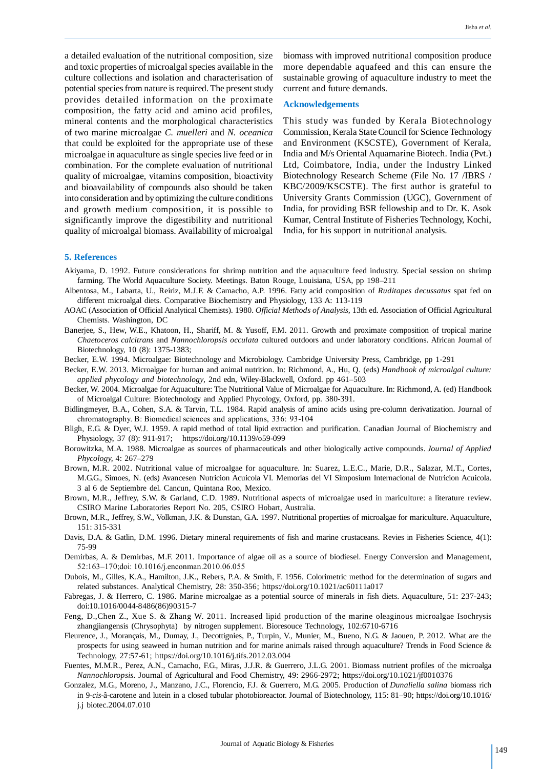a detailed evaluation of the nutritional composition, size and toxic properties of microalgal species available in the culture collections and isolation and characterisation of potential species from nature is required. The present study provides detailed information on the proximate composition, the fatty acid and amino acid profiles, mineral contents and the morphological characteristics of two marine microalgae *C. muelleri* and *N. oceanica* that could be exploited for the appropriate use of these microalgae in aquaculture as single species live feed or in combination. For the complete evaluation of nutritional quality of microalgae, vitamins composition, bioactivity and bioavailability of compounds also should be taken into consideration and by optimizing the culture conditions and growth medium composition, it is possible to significantly improve the digestibility and nutritional quality of microalgal biomass. Availability of microalgal biomass with improved nutritional composition produce more dependable aquafeed and this can ensure the sustainable growing of aquaculture industry to meet the current and future demands.

### Acknowledgements

This study was funded by Kerala Biotechnology Commission, Kerala State Council for Science Technology and Environment (KSCSTE), Government of Kerala, India and M/s Oriental Aquamarine Biotech. India (Pvt.) Ltd, Coimbatore, India, under the Industry Linked Biotechnology Research Scheme (File No. 17 /IBRS / KBC/2009/KSCSTE). The first author is grateful to University Grants Commission (UGC), Government of India, for providing BSR fellowship and to Dr. K. Asok Kumar, Central Institute of Fisheries Technology, Kochi, India, for his support in nutritional analysis.

## 5. References

Akiyama, D. 1992. Future considerations for shrimp nutrition and the aquaculture feed industry. Special session on shrimp farming. The World Aquaculture Society. Meetings. Baton Rouge, Louisiana, USA, pp 198–211

Albentosa, M., Labarta, U., Reiriz, M.J.F. & Camacho, A.P. 1996. Fatty acid composition of *Ruditapes decussatus* spat fed on different microalgal diets. Comparative Biochemistry and Physiology, 133 A: 113-119

AOAC (Association of Official Analytical Chemists). 1980. *Official Methods of Analysis*, 13th ed. Association of Official Agricultural Chemists. Washington, DC

Banerjee, S., Hew, W.E., Khatoon, H., Shariff, M. & Yusoff, F.M. 2011. Growth and proximate composition of tropical marine *Chaetoceros calcitrans* and *Nannochloropsis occulata* cultured outdoors and under laboratory conditions. African Journal of Biotechnology, 10 (8): 1375-1383;

Becker, E.W. 1994. Microalgae: Biotechnology and Microbiology. Cambridge University Press, Cambridge, pp 1-291

Becker, E.W. 2013. Microalgae for human and animal nutrition. In: Richmond, A., Hu, Q. (eds) *Handbook of microalgal culture: applied phycology and biotechnology*, 2nd edn, Wiley-Blackwell, Oxford. pp 461–503

Becker, W. 2004. Microalgae for Aquaculture: The Nutritional Value of Microalgae for Aquaculture. In: Richmond, A. (ed) Handbook of Microalgal Culture: Biotechnology and Applied Phycology, Oxford, pp. 380-391.

Bidlingmeyer, B.A., Cohen, S.A. & Tarvin, T.L. 1984. Rapid analysis of amino acids using pre-column derivatization. Journal of chromatography. B: Biomedical sciences and applications, 336: 93-104

Bligh, E.G. & Dyer, W.J. 1959. A rapid method of total lipid extraction and purification. Canadian Journal of Biochemistry and Physiology, 37 (8): 911-917; https://doi.org/10.1139/o59-099

Borowitzka, M.A. 1988. Microalgae as sources of pharmaceuticals and other biologically active compounds. *Journal of Applied Phycology*, 4: 267–279

Brown, M.R. 2002. Nutritional value of microalgae for aquaculture. In: Suarez, L.E.C., Marie, D.R., Salazar, M.T., Cortes, M.G.G., Simoes, N. (eds) Avancesen Nutricion Acuicola VI. Memorias del VI Simposium Internacional de Nutricion Acuicola. 3 al 6 de Septiembre del. Cancun, Quintana Roo, Mexico.

Brown, M.R., Jeffrey, S.W. & Garland, C.D. 1989. Nutritional aspects of microalgae used in mariculture: a literature review. CSIRO Marine Laboratories Report No. 205, CSIRO Hobart, Australia.

Brown, M.R., Jeffrey, S.W., Volkman, J.K. & Dunstan, G.A. 1997. Nutritional properties of microalgae for mariculture. Aquaculture, 151: 315-331

Davis, D.A. & Gatlin, D.M. 1996. Dietary mineral requirements of fish and marine crustaceans. Revies in Fisheries Science, 4(1): 75-99

Demirbas, A. & Demirbas, M.F. 2011. Importance of algae oil as a source of biodiesel. Energy Conversion and Management, 52:163–170;doi: 10.1016/j.enconman.2010.06.055

Dubois, M., Gilles, K.A., Hamilton, J.K., Rebers, P.A. & Smith, F. 1956. Colorimetric method for the determination of sugars and related substances. Analytical Chemistry, 28: 350-356; https://doi.org/10.1021/ac60111a017

Fabregas, J. & Herrero, C. 1986. Marine microalgae as a potential source of minerals in fish diets. Aquaculture, 51: 237-243; doi:10.1016/0044-8486(86)90315-7

Feng, D.,Chen Z., Xue S. & Zhang W. 2011. Increased lipid production of the marine oleaginous microalgae Isochrysis zhangjiangensis (Chrysophyta) by nitrogen supplement. Bioresouce Technology, 102:6710-6716

Fleurence, J., Morançais, M., Dumay, J., Decottignies, P., Turpin, V., Munier, M., Bueno, N.G. & Jaouen, P. 2012. What are the prospects for using seaweed in human nutrition and for marine animals raised through aquaculture? Trends in Food Science & Technology, 27:57-61; https://doi.org/10.1016/j.tifs.2012.03.004

Fuentes, M.M.R., Perez, A.N., Camacho, F.G., Miras, J.J.R. & Guerrero, J.L.G. 2001. Biomass nutrient profiles of the microalga *Nannochloropsis*. Journal of Agricultural and Food Chemistry, 49: 2966-2972; https://doi.org/10.1021/jf0010376

Gonzalez, M.G., Moreno, J., Manzano, J.C., Florencio, F.J. & Guerrero, M.G. 2005. Production of *Dunaliella salina* biomass rich in 9-*cis*-â-carotene and lutein in a closed tubular photobioreactor. Journal of Biotechnology, 115: 81–90; https://doi.org/10.1016/j.j biotec.2004.07.010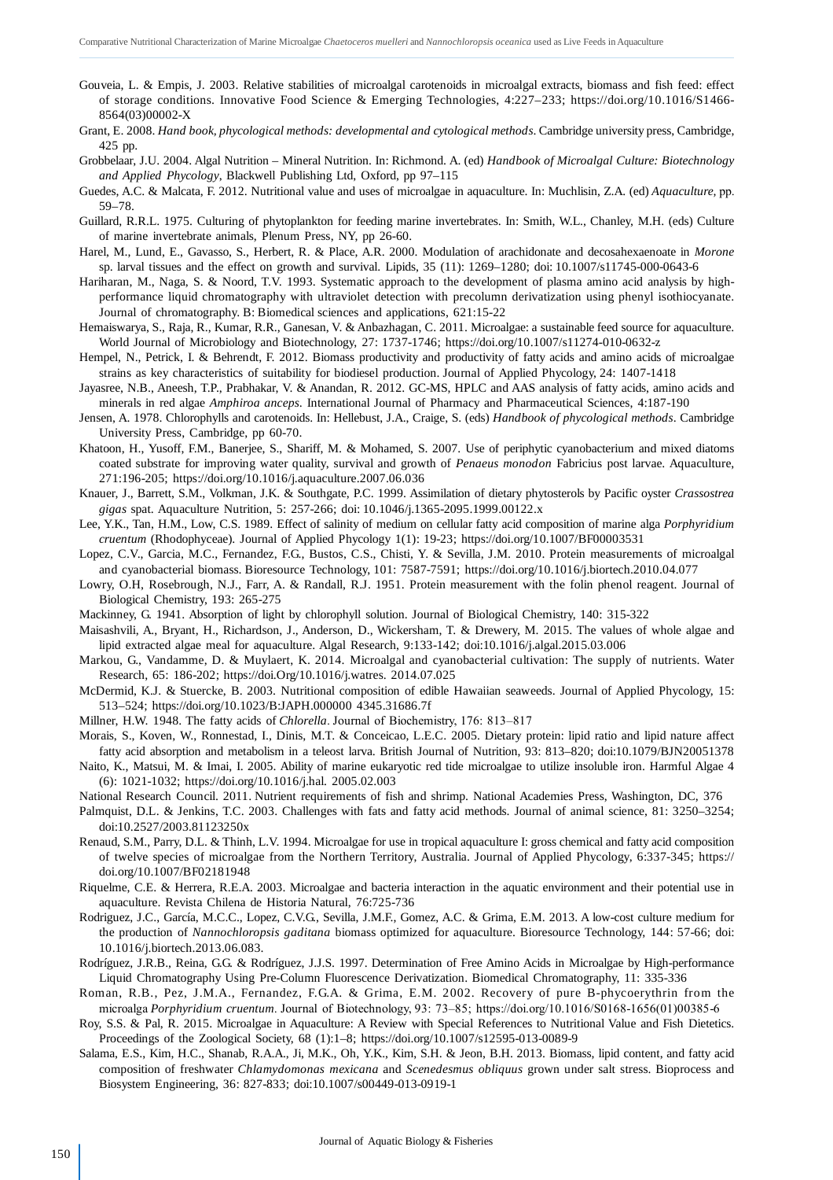Gouveia, L. & Empis, J. 2003. Relative stabilities of microalgal carotenoids in microalgal extracts, biomass and fish feed: effect of storage conditions. Innovative Food Science & Emerging Technologies, 4:227–233; https://doi.org/10.1016/S1466-8564(03)00002-X

Grant, E. 2008. *Hand book, phycological methods: developmental and cytological methods*. Cambridge university press, Cambridge, 425 pp.

Grobbelaar, J.U. 2004. Algal Nutrition – Mineral Nutrition. In: Richmond. A. (ed) *Handbook of Microalgal Culture: Biotechnology and Applied Phycology*, Blackwell Publishing Ltd, Oxford, pp 97–115

Guedes, A.C. & Malcata, F. 2012. Nutritional value and uses of microalgae in aquaculture. In: Muchlisin, Z.A. (ed) *Aquaculture*, pp. 59–78.

Guillard, R.R.L. 1975. Culturing of phytoplankton for feeding marine invertebrates. In: Smith, W.L., Chanley, M.H. (eds) Culture of marine invertebrate animals, Plenum Press, NY, pp 26-60.

Harel, M., Lund, E., Gavasso, S., Herbert, R. & Place, A.R. 2000. Modulation of arachidonate and decosahexaenoate in *Morone* sp. larval tissues and the effect on growth and survival. Lipids, 35 (11): 1269–1280; doi: 10.1007/s11745-000-0643-6

Hariharan, M., Naga, S. & Noord, T.V. 1993. Systematic approach to the development of plasma amino acid analysis by high-performance liquid chromatography with ultraviolet detection with precolumn derivatization using phenyl isothiocyanate. Journal of chromatography. B: Biomedical sciences and applications, 621:15-22

Hemaiswarya, S., Raja, R., Kumar, R.R., Ganesan, V. & Anbazhagan, C. 2011. Microalgae: a sustainable feed source for aquaculture. World Journal of Microbiology and Biotechnology, 27: 1737-1746; https://doi.org/10.1007/s11274-010-0632-z

Hempel, N., Petrick, I. & Behrendt, F. 2012. Biomass productivity and productivity of fatty acids and amino acids of microalgae strains as key characteristics of suitability for biodiesel production. Journal of Applied Phycology, 24: 1407-1418

Jayasree, N.B., Aneesh, T.P., Prabhakar, V. & Anandan, R. 2012. GC-MS, HPLC and AAS analysis of fatty acids, amino acids and minerals in red algae *Amphiroa anceps*. International Journal of Pharmacy and Pharmaceutical Sciences, 4:187-190

Jensen, A. 1978. Chlorophylls and carotenoids. In: Hellebust, J.A., Craige, S. (eds) *Handbook of phycological methods*. Cambridge University Press, Cambridge, pp 60-70.

Khatoon, H., Yusoff, F.M., Banerjee, S., Shariff, M. & Mohamed, S. 2007. Use of periphytic cyanobacterium and mixed diatoms coated substrate for improving water quality, survival and growth of *Penaeus monodon* Fabricius post larvae. Aquaculture, 271:196-205; https://doi.org/10.1016/j.aquaculture.2007.06.036

Knauer, J., Barrett, S.M., Volkman, J.K. & Southgate, P.C. 1999. Assimilation of dietary phytosterols by Pacific oyster *Crassostrea gigas* spat. Aquaculture Nutrition, 5: 257-266; doi: 10.1046/j.1365-2095.1999.00122.x

Lee, Y.K., Tan, H.M., Low, C.S. 1989. Effect of salinity of medium on cellular fatty acid composition of marine alga *Porphyridium cruentum* (Rhodophyceae). Journal of Applied Phycology 1(1): 19-23; https://doi.org/10.1007/BF00003531

Lopez, C.V., Garcia, M.C., Fernandez, F.G., Bustos, C.S., Chisti, Y. & Sevilla, J.M. 2010. Protein measurements of microalgal and cyanobacterial biomass. Bioresource Technology, 101: 7587-7591; https://doi.org/10.1016/j.biortech.2010.04.077

Lowry, O.H, Rosebrough, N.J., Farr, A. & Randall, R.J. 1951. Protein measurement with the folin phenol reagent. Journal of Biological Chemistry, 193: 265-275

Mackinney, G. 1941. Absorption of light by chlorophyll solution. Journal of Biological Chemistry, 140: 315-322

Maisashvili, A., Bryant, H., Richardson, J., Anderson, D., Wickersham, T. & Drewery, M. 2015. The values of whole algae and lipid extracted algae meal for aquaculture. Algal Research, 9:133-142; doi:10.1016/j.algal.2015.03.006

Markou, G., Vandamme, D. & Muylaert, K. 2014. Microalgal and cyanobacterial cultivation: The supply of nutrients. Water Research, 65: 186-202; https://doi.Org/10.1016/j.watres. 2014.07.025

McDermid, K.J. & Stuercke, B. 2003. Nutritional composition of edible Hawaiian seaweeds. Journal of Applied Phycology, 15: 513–524; https://doi.org/10.1023/B:JAPH.000000 4345.31686.7f

Millner, H.W. 1948. The fatty acids of *Chlorella*. Journal of Biochemistry, 176: 813–817

Morais, S., Koven, W., Ronnestad, I., Dinis, M.T. & Conceicao, L.E.C. 2005. Dietary protein: lipid ratio and lipid nature affect fatty acid absorption and metabolism in a teleost larva. British Journal of Nutrition, 93: 813–820; doi:10.1079/BJN20051378

Naito, K., Matsui, M. & Imai, I. 2005. Ability of marine eukaryotic red tide microalgae to utilize insoluble iron. Harmful Algae 4 (6): 1021-1032; https://doi.org/10.1016/j.hal. 2005.02.003

National Research Council. 2011. Nutrient requirements of fish and shrimp. National Academies Press, Washington, DC, 376

Palmquist, D.L. & Jenkins, T.C. 2003. Challenges with fats and fatty acid methods. Journal of animal science, 81: 3250–3254; doi:10.2527/2003.81123250x

Renaud, S.M., Parry, D.L. & Thinh, L.V. 1994. Microalgae for use in tropical aquaculture I: gross chemical and fatty acid composition of twelve species of microalgae from the Northern Territory, Australia. Journal of Applied Phycology, 6:337-345; https://doi.org/10.1007/BF02181948

Riquelme, C.E. & Herrera, R.E.A. 2003. Microalgae and bacteria interaction in the aquatic environment and their potential use in aquaculture. Revista Chilena de Historia Natural, 76:725-736

Rodriguez, J.C., García, M.C.C., Lopez, C.V.G., Sevilla, J.M.F., Gomez, A.C. & Grima, E.M. 2013. A low-cost culture medium for the production of *Nannochloropsis gaditana* biomass optimized for aquaculture. Bioresource Technology, 144: 57-66; doi: 10.1016/j.biortech.2013.06.083.

Rodríguez, J.R.B., Reina, G.G. & Rodríguez, J.J.S. 1997. Determination of Free Amino Acids in Microalgae by High-performance Liquid Chromatography Using Pre-Column Fluorescence Derivatization. Biomedical Chromatography, 11: 335-336

Roman, R.B., Pez, J.M.A., Fernandez, F.G.A. & Grima, E.M. 2002. Recovery of pure B-phycoerythrin from the microalga *Porphyridium cruentum*. Journal of Biotechnology, 93: 73–85; https://doi.org/10.1016/S0168-1656(01)00385-6

Roy, S.S. & Pal, R. 2015. Microalgae in Aquaculture: A Review with Special References to Nutritional Value and Fish Dietetics. Proceedings of the Zoological Society, 68 (1):1–8; https://doi.org/10.1007/s12595-013-0089-9

Salama, E.S., Kim, H.C., Shanab, R.A.A., Ji, M.K., Oh, Y.K., Kim, S.H. & Jeon, B.H. 2013. Biomass, lipid content, and fatty acid composition of freshwater *Chlamydomonas mexicana* and *Scenedesmus obliquus* grown under salt stress. Bioprocess and Biosystem Engineering, 36: 827-833; doi:10.1007/s00449-013-0919-1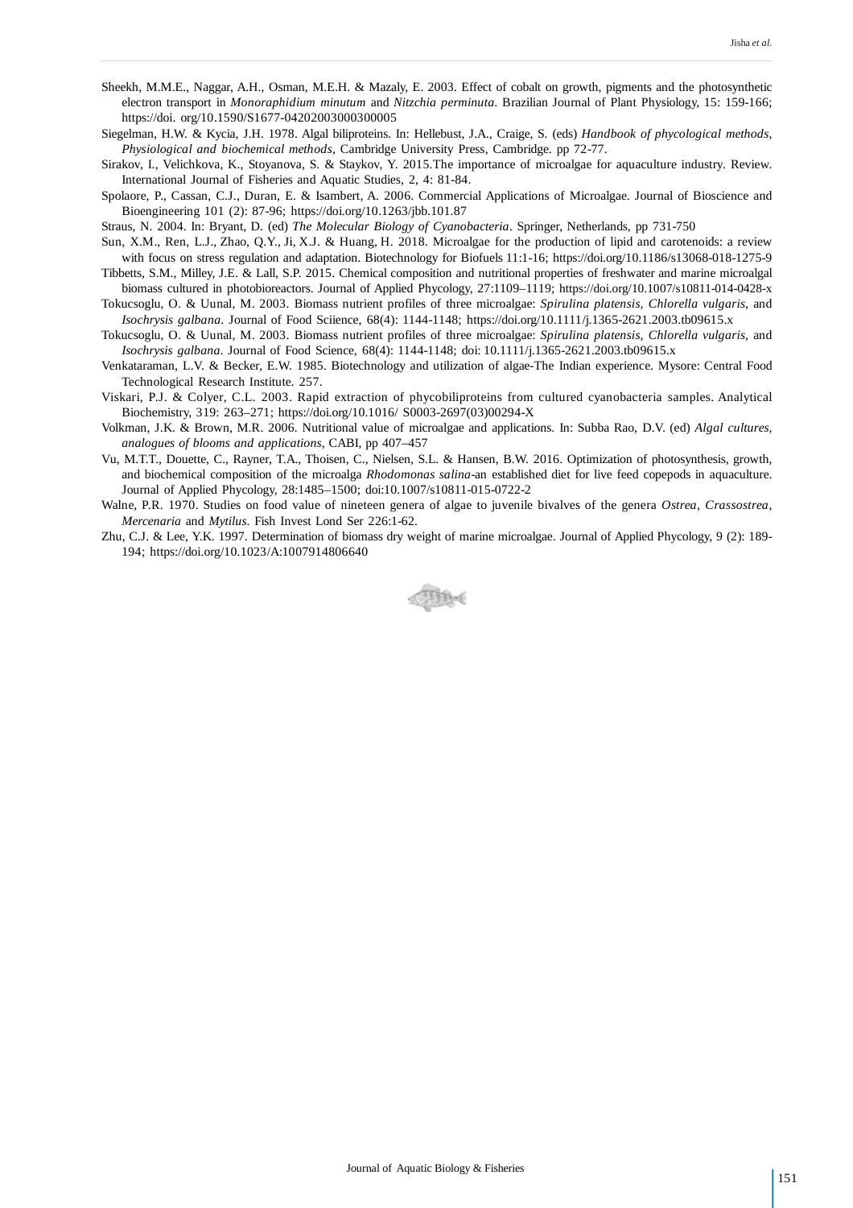Sheekh, M.M.E., Naggar, A.H., Osman, M.E.H. & Mazaly, E. 2003. Effect of cobalt on growth, pigments and the photosynthetic electron transport in *Monoraphidium minutum* and *Nitzchia perminuta*. Brazilian Journal of Plant Physiology, 15: 159-166; https://doi. org/10.1590/S1677-04202003000300005

Siegelman, H.W. & Kycia, J.H. 1978. Algal biliproteins. In: Hellebust, J.A., Craige, S. (eds) *Handbook of phycological methods, Physiological and biochemical methods*, Cambridge University Press, Cambridge. pp 72-77.

Sirakov, I., Velichkova, K., Stoyanova, S. & Staykov, Y. 2015.The importance of microalgae for aquaculture industry. Review. International Journal of Fisheries and Aquatic Studies, 2, 4: 81-84.

Spolaore, P., Cassan, C.J., Duran, E. & Isambert, A. 2006. Commercial Applications of Microalgae. Journal of Bioscience and Bioengineering 101 (2): 87-96; https://doi.org/10.1263/jbb.101.87

Straus, N. 2004. In: Bryant, D. (ed) *The Molecular Biology of Cyanobacteria*. Springer, Netherlands, pp 731-750

Sun, X.M., Ren, L.J., Zhao, Q.Y., Ji, X.J. & Huang, H. 2018. Microalgae for the production of lipid and carotenoids: a review with focus on stress regulation and adaptation. Biotechnology for Biofuels 11:1-16; https://doi.org/10.1186/s13068-018-1275-9

Tibbetts, S.M., Milley, J.E. & Lall, S.P. 2015. Chemical composition and nutritional properties of freshwater and marine microalgal biomass cultured in photobioreactors. Journal of Applied Phycology, 27:1109–1119; https://doi.org/10.1007/s10811-014-0428-x

Tokucsoglu, O. & Uunal, M. 2003. Biomass nutrient profiles of three microalgae: *Spirulina platensis*, *Chlorella vulgaris*, and *Isochrysis galbana*. Journal of Food Sciience, 68(4): 1144-1148; https://doi.org/10.1111/j.1365-2621.2003.tb09615.x

Tokucsoglu, O. & Uunal, M. 2003. Biomass nutrient profiles of three microalgae: *Spirulina platensis, Chlorella vulgaris,* and *Isochrysis galbana*. Journal of Food Science, 68(4): 1144-1148; doi: 10.1111/j.1365-2621.2003.tb09615.x

Venkataraman, L.V. & Becker, E.W. 1985. Biotechnology and utilization of algae-The Indian experience. Mysore: Central Food Technological Research Institute. 257.

Viskari, P.J. & Colyer, C.L. 2003. Rapid extraction of phycobiliproteins from cultured cyanobacteria samples. Analytical Biochemistry, 319: 263–271; https://doi.org/10.1016/ S0003-2697(03)00294-X

Volkman, J.K. & Brown, M.R. 2006. Nutritional value of microalgae and applications. In: Subba Rao, D.V. (ed) *Algal cultures, analogues of blooms and applications*, CABI, pp 407–457

Vu, M.T.T., Douette, C., Rayner, T.A., Thoisen, C., Nielsen, S.L. & Hansen, B.W. 2016. Optimization of photosynthesis, growth, and biochemical composition of the microalga *Rhodomonas salina*-an established diet for live feed copepods in aquaculture. Journal of Applied Phycology, 28:1485–1500; doi:10.1007/s10811-015-0722-2

Walne, P.R. 1970. Studies on food value of nineteen genera of algae to juvenile bivalves of the genera *Ostrea*, *Crassostrea*, *Mercenaria* and *Mytilus*. Fish Invest Lond Ser 226:1-62.

Zhu, C.J. & Lee, Y.K. 1997. Determination of biomass dry weight of marine microalgae. Journal of Applied Phycology, 9 (2): 189-194; https://doi.org/10.1023/A:1007914806640